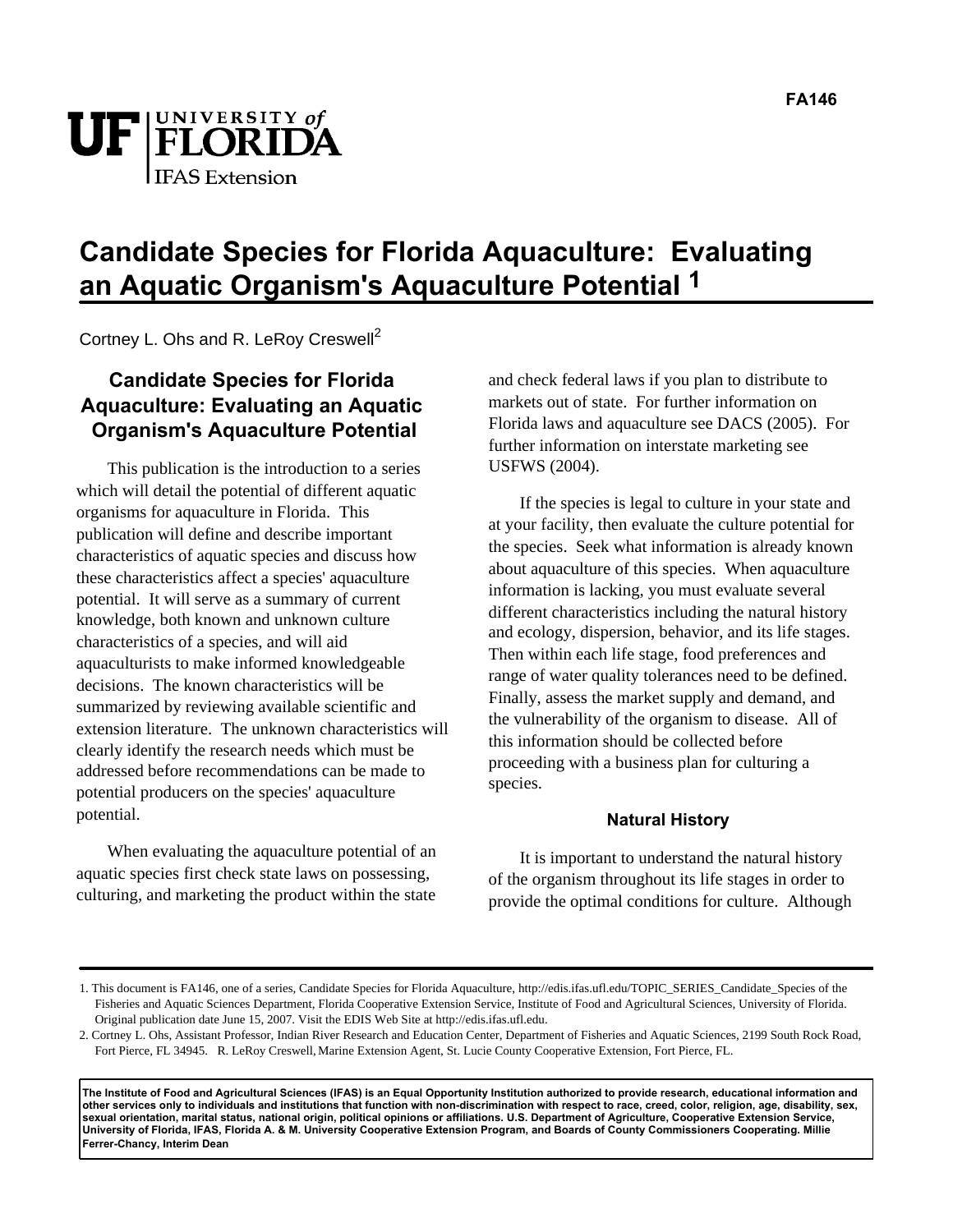FA146

# Candidate Species for Florida Aquaculture: Evaluating an Aquatic Organism's Aquaculture Potential [1]

Cortney L. Ohs and R. LeRoy Creswell[2]

## Candidate Species for Florida Aquaculture: Evaluating an Aquatic Organism's Aquaculture Potential

This publication is the introduction to a series which will detail the potential of different aquatic organisms for aquaculture in Florida. This publication will define and describe important characteristics of aquatic species and discuss how these characteristics affect a species' aquaculture potential. It will serve as a summary of current knowledge, both known and unknown culture characteristics of a species, and will aid aquaculturists to make informed knowledgeable decisions. The known characteristics will be summarized by reviewing available scientific and extension literature. The unknown characteristics will clearly identify the research needs which must be addressed before recommendations can be made to potential producers on the species' aquaculture potential.

When evaluating the aquaculture potential of an aquatic species first check state laws on possessing, culturing, and marketing the product within the state and check federal laws if you plan to distribute to markets out of state. For further information on Florida laws and aquaculture see DACS (2005). For further information on interstate marketing see USFWS (2004).

If the species is legal to culture in your state and at your facility, then evaluate the culture potential for the species. Seek what information is already known about aquaculture of this species. When aquaculture information is lacking, you must evaluate several different characteristics including the natural history and ecology, dispersion, behavior, and its life stages. Then within each life stage, food preferences and range of water quality tolerances need to be defined. Finally, assess the market supply and demand, and the vulnerability of the organism to disease. All of this information should be collected before proceeding with a business plan for culturing a species.

### Natural History

It is important to understand the natural history of the organism throughout its life stages in order to provide the optimal conditions for culture. Although

---

1. This document is FA146, one of a series, Candidate Species for Florida Aquaculture, http://edis.ifas.ufl.edu/TOPIC_SERIES_Candidate_Species of the Fisheries and Aquatic Sciences Department, Florida Cooperative Extension Service, Institute of Food and Agricultural Sciences, University of Florida. Original publication date June 15, 2007. Visit the EDIS Web Site at http://edis.ifas.ufl.edu.
2. Cortney L. Ohs, Assistant Professor, Indian River Research and Education Center, Department of Fisheries and Aquatic Sciences, 2199 South Rock Road, Fort Pierce, FL 34945. R. LeRoy Creswell, Marine Extension Agent, St. Lucie County Cooperative Extension, Fort Pierce, FL.

**The Institute of Food and Agricultural Sciences (IFAS) is an Equal Opportunity Institution authorized to provide research, educational information and other services only to individuals and institutions that function with non-discrimination with respect to race, creed, color, religion, age, disability, sex, sexual orientation, marital status, national origin, political opinions or affiliations. U.S. Department of Agriculture, Cooperative Extension Service, University of Florida, IFAS, Florida A. & M. University Cooperative Extension Program, and Boards of County Commissioners Cooperating. Millie Ferrer-Chancy, Interim Dean**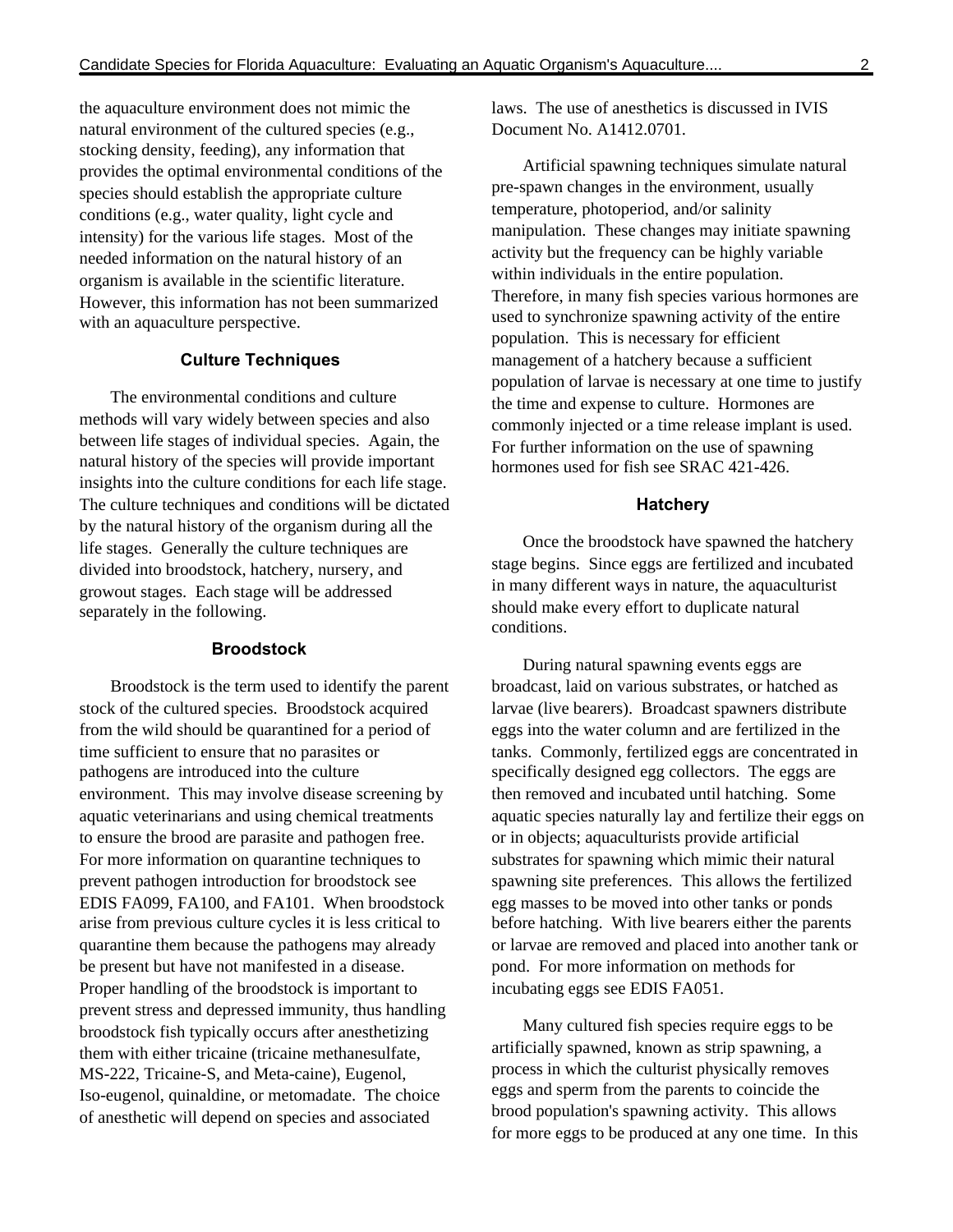the aquaculture environment does not mimic the natural environment of the cultured species (e.g., stocking density, feeding), any information that provides the optimal environmental conditions of the species should establish the appropriate culture conditions (e.g., water quality, light cycle and intensity) for the various life stages. Most of the needed information on the natural history of an organism is available in the scientific literature. However, this information has not been summarized with an aquaculture perspective.

### Culture Techniques

The environmental conditions and culture methods will vary widely between species and also between life stages of individual species. Again, the natural history of the species will provide important insights into the culture conditions for each life stage. The culture techniques and conditions will be dictated by the natural history of the organism during all the life stages. Generally the culture techniques are divided into broodstock, hatchery, nursery, and growout stages. Each stage will be addressed separately in the following.

### Broodstock

Broodstock is the term used to identify the parent stock of the cultured species. Broodstock acquired from the wild should be quarantined for a period of time sufficient to ensure that no parasites or pathogens are introduced into the culture environment. This may involve disease screening by aquatic veterinarians and using chemical treatments to ensure the brood are parasite and pathogen free. For more information on quarantine techniques to prevent pathogen introduction for broodstock see EDIS FA099, FA100, and FA101. When broodstock arise from previous culture cycles it is less critical to quarantine them because the pathogens may already be present but have not manifested in a disease. Proper handling of the broodstock is important to prevent stress and depressed immunity, thus handling broodstock fish typically occurs after anesthetizing them with either tricaine (tricaine methanesulfate, MS-222, Tricaine-S, and Meta-caine), Eugenol, Iso-eugenol, quinaldine, or metomadate. The choice of anesthetic will depend on species and associated laws. The use of anesthetics is discussed in IVIS Document No. A1412.0701.

Artificial spawning techniques simulate natural pre-spawn changes in the environment, usually temperature, photoperiod, and/or salinity manipulation. These changes may initiate spawning activity but the frequency can be highly variable within individuals in the entire population. Therefore, in many fish species various hormones are used to synchronize spawning activity of the entire population. This is necessary for efficient management of a hatchery because a sufficient population of larvae is necessary at one time to justify the time and expense to culture. Hormones are commonly injected or a time release implant is used. For further information on the use of spawning hormones used for fish see SRAC 421-426.

### Hatchery

Once the broodstock have spawned the hatchery stage begins. Since eggs are fertilized and incubated in many different ways in nature, the aquaculturist should make every effort to duplicate natural conditions.

During natural spawning events eggs are broadcast, laid on various substrates, or hatched as larvae (live bearers). Broadcast spawners distribute eggs into the water column and are fertilized in the tanks. Commonly, fertilized eggs are concentrated in specifically designed egg collectors. The eggs are then removed and incubated until hatching. Some aquatic species naturally lay and fertilize their eggs on or in objects; aquaculturists provide artificial substrates for spawning which mimic their natural spawning site preferences. This allows the fertilized egg masses to be moved into other tanks or ponds before hatching. With live bearers either the parents or larvae are removed and placed into another tank or pond. For more information on methods for incubating eggs see EDIS FA051.

Many cultured fish species require eggs to be artificially spawned, known as strip spawning, a process in which the culturist physically removes eggs and sperm from the parents to coincide the brood population's spawning activity. This allows for more eggs to be produced at any one time. In this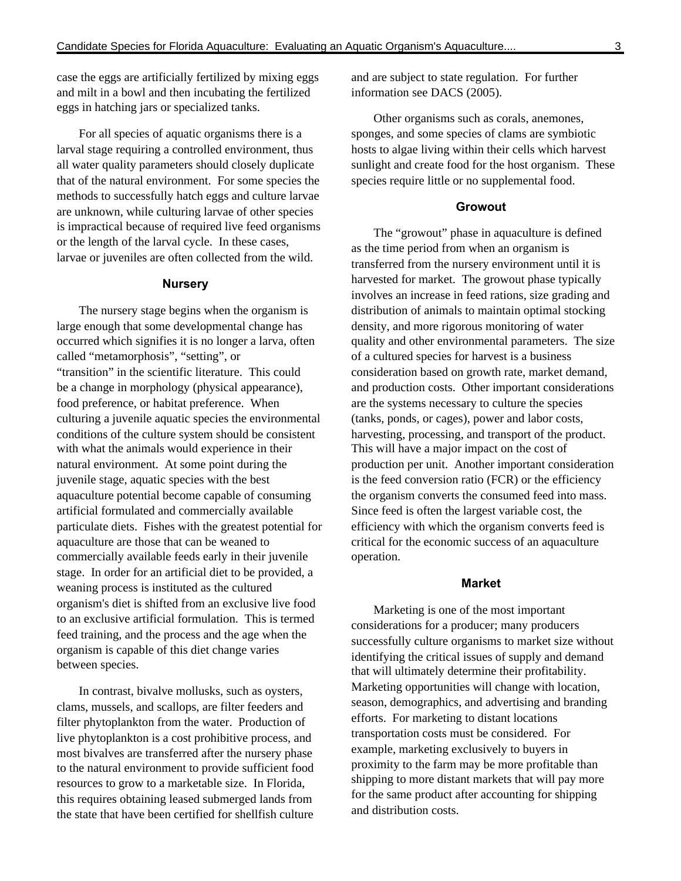case the eggs are artificially fertilized by mixing eggs and milt in a bowl and then incubating the fertilized eggs in hatching jars or specialized tanks.

For all species of aquatic organisms there is a larval stage requiring a controlled environment, thus all water quality parameters should closely duplicate that of the natural environment. For some species the methods to successfully hatch eggs and culture larvae are unknown, while culturing larvae of other species is impractical because of required live feed organisms or the length of the larval cycle. In these cases, larvae or juveniles are often collected from the wild.

### Nursery

The nursery stage begins when the organism is large enough that some developmental change has occurred which signifies it is no longer a larva, often called "metamorphosis", "setting", or "transition" in the scientific literature. This could be a change in morphology (physical appearance), food preference, or habitat preference. When culturing a juvenile aquatic species the environmental conditions of the culture system should be consistent with what the animals would experience in their natural environment. At some point during the juvenile stage, aquatic species with the best aquaculture potential become capable of consuming artificial formulated and commercially available particulate diets. Fishes with the greatest potential for aquaculture are those that can be weaned to commercially available feeds early in their juvenile stage. In order for an artificial diet to be provided, a weaning process is instituted as the cultured organism's diet is shifted from an exclusive live food to an exclusive artificial formulation. This is termed feed training, and the process and the age when the organism is capable of this diet change varies between species.

In contrast, bivalve mollusks, such as oysters, clams, mussels, and scallops, are filter feeders and filter phytoplankton from the water. Production of live phytoplankton is a cost prohibitive process, and most bivalves are transferred after the nursery phase to the natural environment to provide sufficient food resources to grow to a marketable size. In Florida, this requires obtaining leased submerged lands from the state that have been certified for shellfish culture and are subject to state regulation. For further information see DACS (2005).

Other organisms such as corals, anemones, sponges, and some species of clams are symbiotic hosts to algae living within their cells which harvest sunlight and create food for the host organism. These species require little or no supplemental food.

### Growout

The "growout" phase in aquaculture is defined as the time period from when an organism is transferred from the nursery environment until it is harvested for market. The growout phase typically involves an increase in feed rations, size grading and distribution of animals to maintain optimal stocking density, and more rigorous monitoring of water quality and other environmental parameters. The size of a cultured species for harvest is a business consideration based on growth rate, market demand, and production costs. Other important considerations are the systems necessary to culture the species (tanks, ponds, or cages), power and labor costs, harvesting, processing, and transport of the product. This will have a major impact on the cost of production per unit. Another important consideration is the feed conversion ratio (FCR) or the efficiency the organism converts the consumed feed into mass. Since feed is often the largest variable cost, the efficiency with which the organism converts feed is critical for the economic success of an aquaculture operation.

### Market

Marketing is one of the most important considerations for a producer; many producers successfully culture organisms to market size without identifying the critical issues of supply and demand that will ultimately determine their profitability. Marketing opportunities will change with location, season, demographics, and advertising and branding efforts. For marketing to distant locations transportation costs must be considered. For example, marketing exclusively to buyers in proximity to the farm may be more profitable than shipping to more distant markets that will pay more for the same product after accounting for shipping and distribution costs.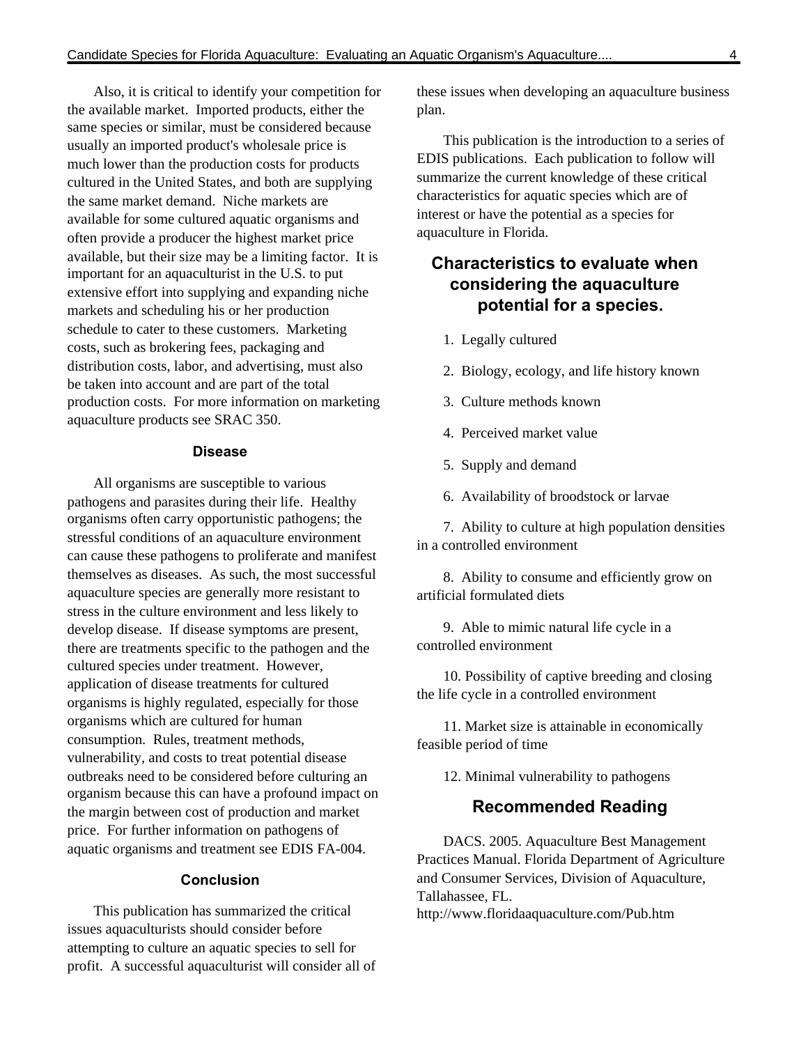Also, it is critical to identify your competition for the available market. Imported products, either the same species or similar, must be considered because usually an imported product's wholesale price is much lower than the production costs for products cultured in the United States, and both are supplying the same market demand. Niche markets are available for some cultured aquatic organisms and often provide a producer the highest market price available, but their size may be a limiting factor. It is important for an aquaculturist in the U.S. to put extensive effort into supplying and expanding niche markets and scheduling his or her production schedule to cater to these customers. Marketing costs, such as brokering fees, packaging and distribution costs, labor, and advertising, must also be taken into account and are part of the total production costs. For more information on marketing aquaculture products see SRAC 350.

### Disease

All organisms are susceptible to various pathogens and parasites during their life. Healthy organisms often carry opportunistic pathogens; the stressful conditions of an aquaculture environment can cause these pathogens to proliferate and manifest themselves as diseases. As such, the most successful aquaculture species are generally more resistant to stress in the culture environment and less likely to develop disease. If disease symptoms are present, there are treatments specific to the pathogen and the cultured species under treatment. However, application of disease treatments for cultured organisms is highly regulated, especially for those organisms which are cultured for human consumption. Rules, treatment methods, vulnerability, and costs to treat potential disease outbreaks need to be considered before culturing an organism because this can have a profound impact on the margin between cost of production and market price. For further information on pathogens of aquatic organisms and treatment see EDIS FA-004.

### Conclusion

This publication has summarized the critical issues aquaculturists should consider before attempting to culture an aquatic species to sell for profit. A successful aquaculturist will consider all of these issues when developing an aquaculture business plan.

This publication is the introduction to a series of EDIS publications. Each publication to follow will summarize the current knowledge of these critical characteristics for aquatic species which are of interest or have the potential as a species for aquaculture in Florida.

## Characteristics to evaluate when considering the aquaculture potential for a species.

1. Legally cultured
2. Biology, ecology, and life history known
3. Culture methods known
4. Perceived market value
5. Supply and demand
6. Availability of broodstock or larvae
7. Ability to culture at high population densities in a controlled environment
8. Ability to consume and efficiently grow on artificial formulated diets
9. Able to mimic natural life cycle in a controlled environment
10. Possibility of captive breeding and closing the life cycle in a controlled environment
11. Market size is attainable in economically feasible period of time
12. Minimal vulnerability to pathogens

## Recommended Reading

DACS. 2005. Aquaculture Best Management Practices Manual. Florida Department of Agriculture and Consumer Services, Division of Aquaculture, Tallahassee, FL. http://www.floridaaquaculture.com/Pub.htm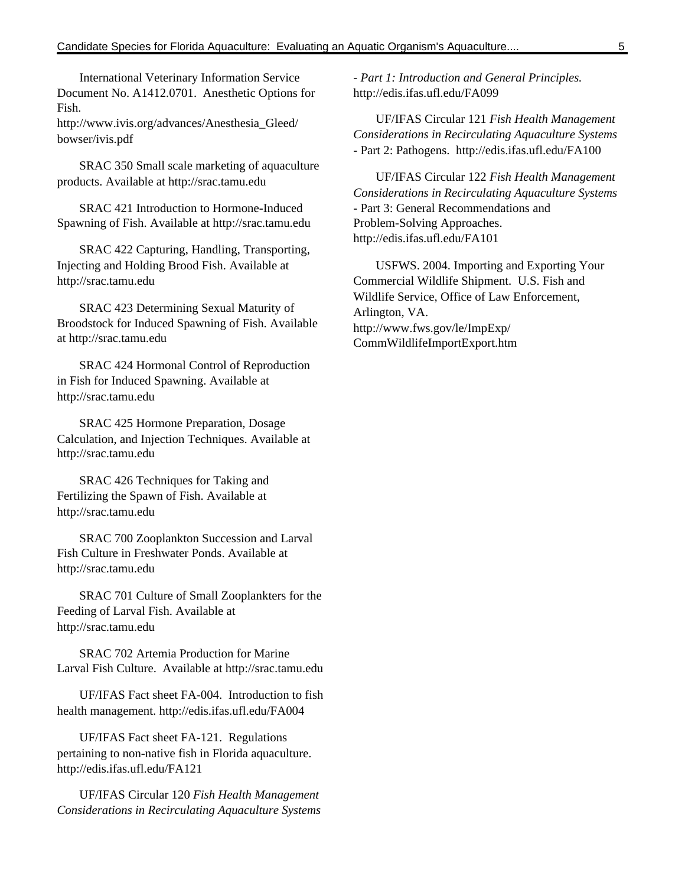International Veterinary Information Service Document No. A1412.0701. Anesthetic Options for Fish. http://www.ivis.org/advances/Anesthesia_Gleed/bowser/ivis.pdf

SRAC 350 Small scale marketing of aquaculture products. Available at http://srac.tamu.edu

SRAC 421 Introduction to Hormone-Induced Spawning of Fish. Available at http://srac.tamu.edu

SRAC 422 Capturing, Handling, Transporting, Injecting and Holding Brood Fish. Available at http://srac.tamu.edu

SRAC 423 Determining Sexual Maturity of Broodstock for Induced Spawning of Fish. Available at http://srac.tamu.edu

SRAC 424 Hormonal Control of Reproduction in Fish for Induced Spawning. Available at http://srac.tamu.edu

SRAC 425 Hormone Preparation, Dosage Calculation, and Injection Techniques. Available at http://srac.tamu.edu

SRAC 426 Techniques for Taking and Fertilizing the Spawn of Fish. Available at http://srac.tamu.edu

SRAC 700 Zooplankton Succession and Larval Fish Culture in Freshwater Ponds. Available at http://srac.tamu.edu

SRAC 701 Culture of Small Zooplankters for the Feeding of Larval Fish. Available at http://srac.tamu.edu

SRAC 702 Artemia Production for Marine Larval Fish Culture. Available at http://srac.tamu.edu

UF/IFAS Fact sheet FA-004. Introduction to fish health management. http://edis.ifas.ufl.edu/FA004

UF/IFAS Fact sheet FA-121. Regulations pertaining to non-native fish in Florida aquaculture. http://edis.ifas.ufl.edu/FA121

UF/IFAS Circular 120 *Fish Health Management Considerations in Recirculating Aquaculture Systems - Part 1: Introduction and General Principles.* http://edis.ifas.ufl.edu/FA099

UF/IFAS Circular 121 *Fish Health Management Considerations in Recirculating Aquaculture Systems* - Part 2: Pathogens. http://edis.ifas.ufl.edu/FA100

UF/IFAS Circular 122 *Fish Health Management Considerations in Recirculating Aquaculture Systems* - Part 3: General Recommendations and Problem-Solving Approaches. http://edis.ifas.ufl.edu/FA101

USFWS. 2004. Importing and Exporting Your Commercial Wildlife Shipment. U.S. Fish and Wildlife Service, Office of Law Enforcement, Arlington, VA. http://www.fws.gov/le/ImpExp/CommWildlifeImportExport.htm